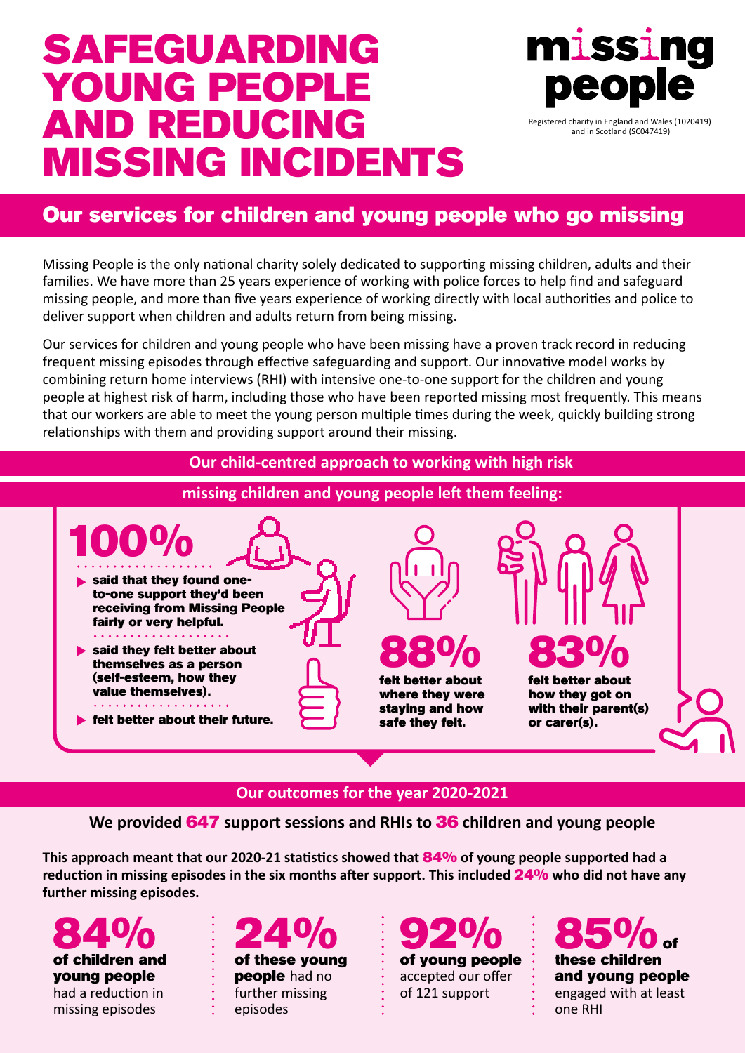# SAFEGUARDING YOUNG PEOPLE AND REDUCING MISSING INCIDENTS

**missing people**

Registered charity in England and Wales (1020419) and in Scotland (SC047419)

## Our services for children and young people who go missing

Missing People is the only national charity solely dedicated to supporting missing children, adults and their families. We have more than 25 years experience of working with police forces to help find and safeguard missing people, and more than five years experience of working directly with local authorities and police to deliver support when children and adults return from being missing.

Our services for children and young people who have been missing have a proven track record in reducing frequent missing episodes through effective safeguarding and support. Our innovative model works by combining return home interviews (RHI) with intensive one-to-one support for the children and young people at highest risk of harm, including those who have been reported missing most frequently. This means that our workers are able to meet the young person multiple times during the week, quickly building strong relationships with them and providing support around their missing.

### Our child-centred approach to working with high risk missing children and young people left them feeling:

**100%**

- **said that they found one-to-one support they'd been receiving from Missing People fairly or very helpful.**
- **said they felt better about themselves as a person (self-esteem, how they value themselves).**
- **felt better about their future.**

**88%** **felt better about where they were staying and how safe they felt.**

**83%** **felt better about how they got on with their parent(s) or carer(s).**

### Our outcomes for the year 2020-2021

**We provided 647 support sessions and RHIs to 36 children and young people**

**This approach meant that our 2020-21 statistics showed that 84% of young people supported had a reduction in missing episodes in the six months after support. This included 24% who did not have any further missing episodes.**

**84%** **of children and young people** had a reduction in missing episodes

**24%** **of these young people** had no further missing episodes

**92%** **of young people** accepted our offer of 121 support

**85%** of **these children and young people** engaged with at least one RHI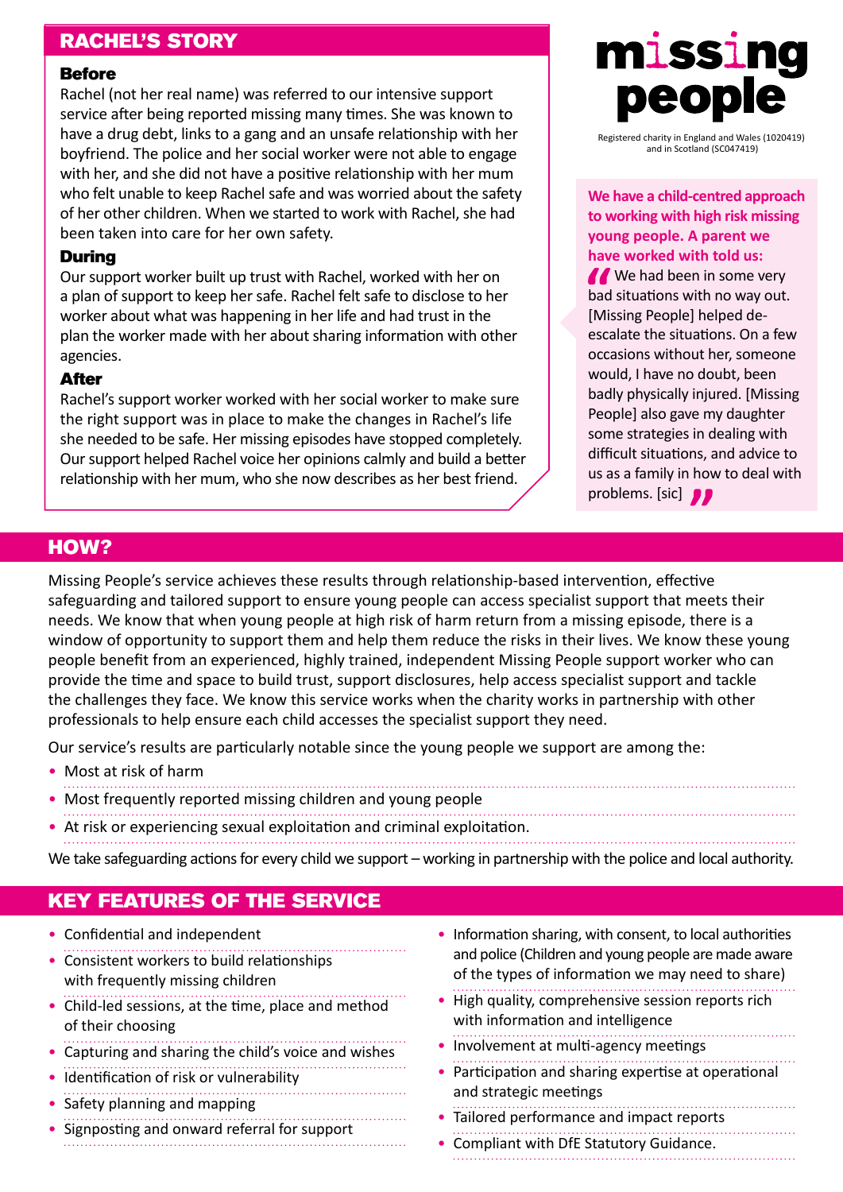## RACHEL'S STORY

### Before

Rachel (not her real name) was referred to our intensive support service after being reported missing many times. She was known to have a drug debt, links to a gang and an unsafe relationship with her boyfriend. The police and her social worker were not able to engage with her, and she did not have a positive relationship with her mum who felt unable to keep Rachel safe and was worried about the safety of her other children. When we started to work with Rachel, she had been taken into care for her own safety.

### During

Our support worker built up trust with Rachel, worked with her on a plan of support to keep her safe. Rachel felt safe to disclose to her worker about what was happening in her life and had trust in the plan the worker made with her about sharing information with other agencies.

### After

Rachel's support worker worked with her social worker to make sure the right support was in place to make the changes in Rachel's life she needed to be safe. Her missing episodes have stopped completely. Our support helped Rachel voice her opinions calmly and build a better relationship with her mum, who she now describes as her best friend.

**missing people**

Registered charity in England and Wales (1020419) and in Scotland (SC047419)

**We have a child-centred approach to working with high risk missing young people. A parent we have worked with told us:**

> "We had been in some very bad situations with no way out. [Missing People] helped de-escalate the situations. On a few occasions without her, someone would, I have no doubt, been badly physically injured. [Missing People] also gave my daughter some strategies in dealing with difficult situations, and advice to us as a family in how to deal with problems. [sic]"

## HOW?

Missing People's service achieves these results through relationship-based intervention, effective safeguarding and tailored support to ensure young people can access specialist support that meets their needs. We know that when young people at high risk of harm return from a missing episode, there is a window of opportunity to support them and help them reduce the risks in their lives. We know these young people benefit from an experienced, highly trained, independent Missing People support worker who can provide the time and space to build trust, support disclosures, help access specialist support and tackle the challenges they face. We know this service works when the charity works in partnership with other professionals to help ensure each child accesses the specialist support they need.

Our service's results are particularly notable since the young people we support are among the:

- Most at risk of harm
- Most frequently reported missing children and young people
- At risk or experiencing sexual exploitation and criminal exploitation.

We take safeguarding actions for every child we support – working in partnership with the police and local authority.

## KEY FEATURES OF THE SERVICE

- Confidential and independent
- Consistent workers to build relationships with frequently missing children
- Child-led sessions, at the time, place and method of their choosing
- Capturing and sharing the child's voice and wishes
- Identification of risk or vulnerability
- Safety planning and mapping
- Signposting and onward referral for support
- Information sharing, with consent, to local authorities and police (Children and young people are made aware of the types of information we may need to share)
- High quality, comprehensive session reports rich with information and intelligence
- Involvement at multi-agency meetings
- Participation and sharing expertise at operational and strategic meetings
- Tailored performance and impact reports
- Compliant with DfE Statutory Guidance.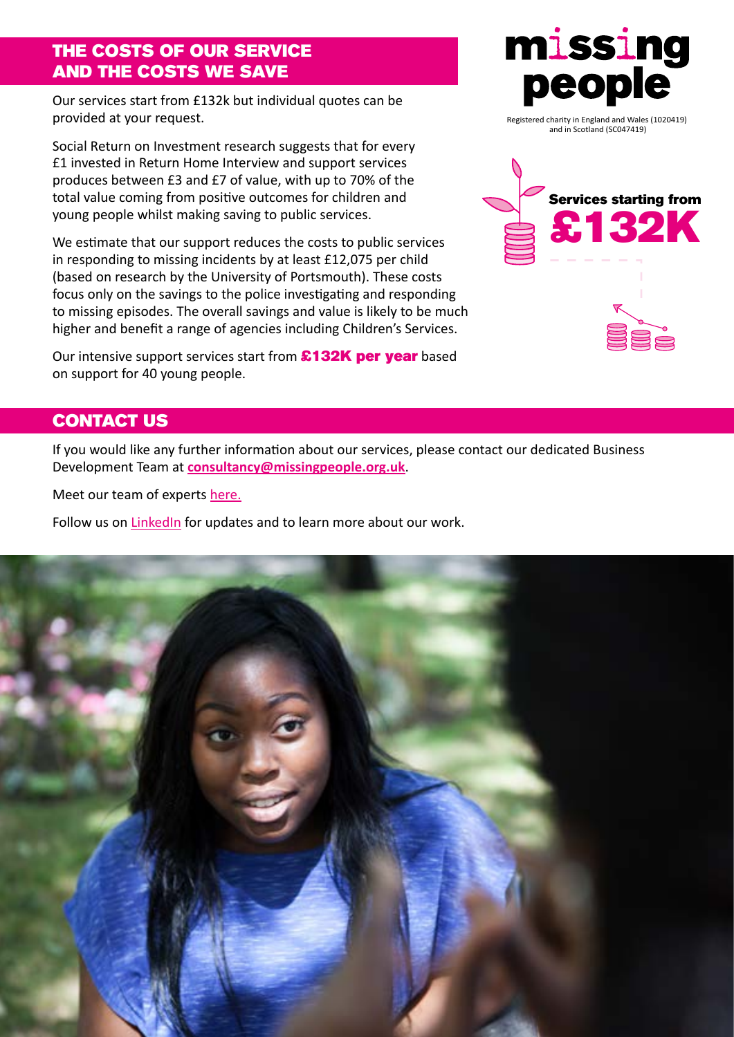## THE COSTS OF OUR SERVICE AND THE COSTS WE SAVE

Our services start from £132k but individual quotes can be provided at your request.

Social Return on Investment research suggests that for every £1 invested in Return Home Interview and support services produces between £3 and £7 of value, with up to 70% of the total value coming from positive outcomes for children and young people whilst making saving to public services.

We estimate that our support reduces the costs to public services in responding to missing incidents by at least £12,075 per child (based on research by the University of Portsmouth). These costs focus only on the savings to the police investigating and responding to missing episodes. The overall savings and value is likely to be much higher and benefit a range of agencies including Children's Services.

Our intensive support services start from **£132K per year** based on support for 40 young people.

missing people

Registered charity in England and Wales (1020419) and in Scotland (SC047419)

Services starting from
£132K

## CONTACT US

If you would like any further information about our services, please contact our dedicated Business Development Team at **consultancy@missingpeople.org.uk**.

Meet our team of experts here.

Follow us on LinkedIn for updates and to learn more about our work.